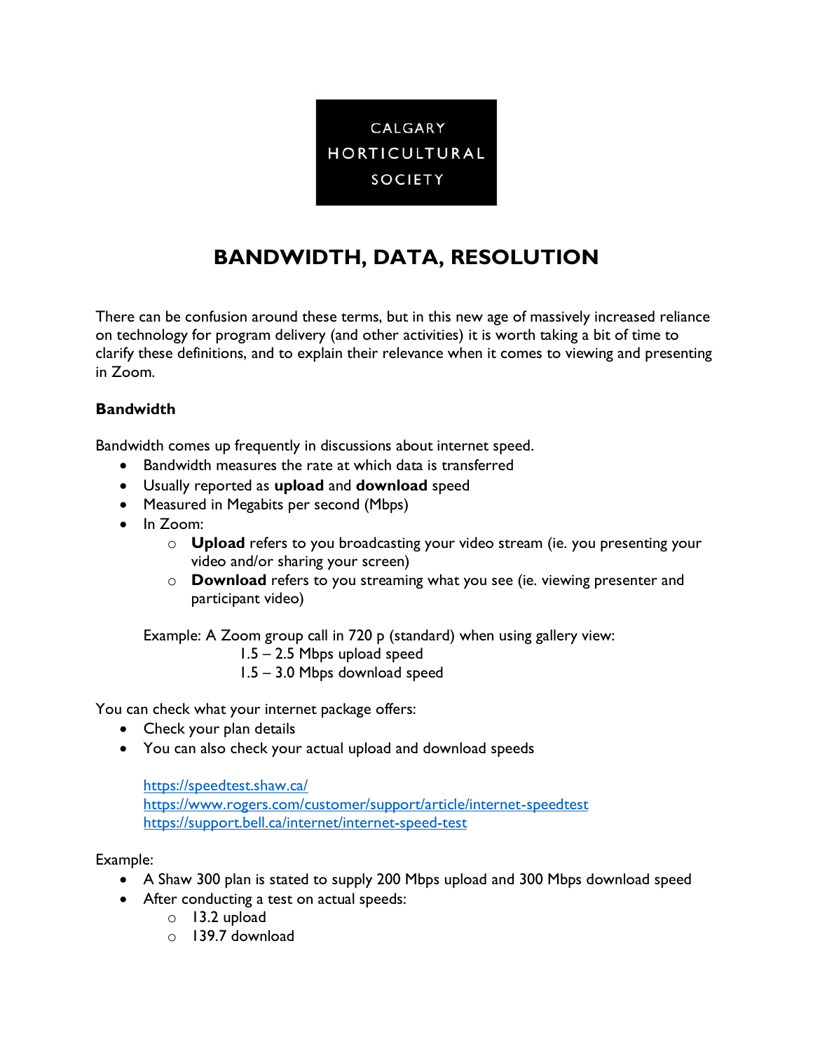CALGARY HORTICULTURAL SOCIETY

# BANDWIDTH, DATA, RESOLUTION

There can be confusion around these terms, but in this new age of massively increased reliance on technology for program delivery (and other activities) it is worth taking a bit of time to clarify these definitions, and to explain their relevance when it comes to viewing and presenting in Zoom.

**Bandwidth**

Bandwidth comes up frequently in discussions about internet speed.

- Bandwidth measures the rate at which data is transferred
- Usually reported as **upload** and **download** speed
- Measured in Megabits per second (Mbps)
- In Zoom:
  - **Upload** refers to you broadcasting your video stream (ie. you presenting your video and/or sharing your screen)
  - **Download** refers to you streaming what you see (ie. viewing presenter and participant video)

  Example: A Zoom group call in 720 p (standard) when using gallery view:
  
  1.5 – 2.5 Mbps upload speed
  
  1.5 – 3.0 Mbps download speed

You can check what your internet package offers:

- Check your plan details
- You can also check your actual upload and download speeds

  https://speedtest.shaw.ca/
  
  https://www.rogers.com/customer/support/article/internet-speedtest
  
  https://support.bell.ca/internet/internet-speed-test

Example:

- A Shaw 300 plan is stated to supply 200 Mbps upload and 300 Mbps download speed
- After conducting a test on actual speeds:
  - 13.2 upload
  - 139.7 download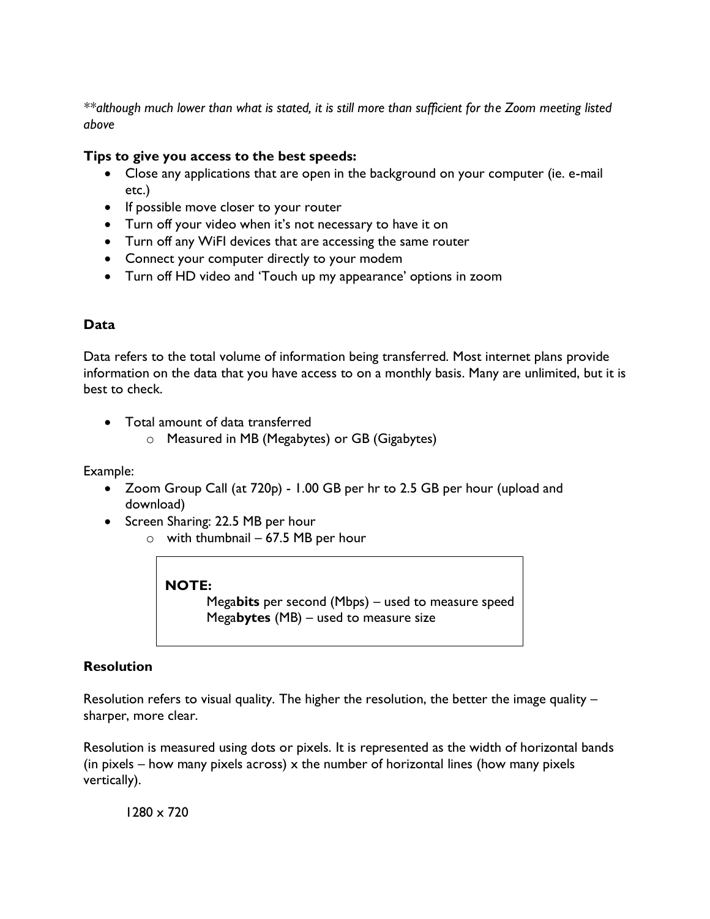*\*\*although much lower than what is stated, it is still more than sufficient for the Zoom meeting listed above*

**Tips to give you access to the best speeds:**

- Close any applications that are open in the background on your computer (ie. e-mail etc.)
- If possible move closer to your router
- Turn off your video when it's not necessary to have it on
- Turn off any WiFI devices that are accessing the same router
- Connect your computer directly to your modem
- Turn off HD video and 'Touch up my appearance' options in zoom

**Data**

Data refers to the total volume of information being transferred. Most internet plans provide information on the data that you have access to on a monthly basis. Many are unlimited, but it is best to check.

- Total amount of data transferred
  - Measured in MB (Megabytes) or GB (Gigabytes)

Example:

- Zoom Group Call (at 720p) - 1.00 GB per hr to 2.5 GB per hour (upload and download)
- Screen Sharing: 22.5 MB per hour
  - with thumbnail – 67.5 MB per hour

> **NOTE:**
> Mega**bits** per second (Mbps) – used to measure speed
> Mega**bytes** (MB) – used to measure size

**Resolution**

Resolution refers to visual quality. The higher the resolution, the better the image quality – sharper, more clear.

Resolution is measured using dots or pixels. It is represented as the width of horizontal bands (in pixels – how many pixels across) x the number of horizontal lines (how many pixels vertically).

1280 x 720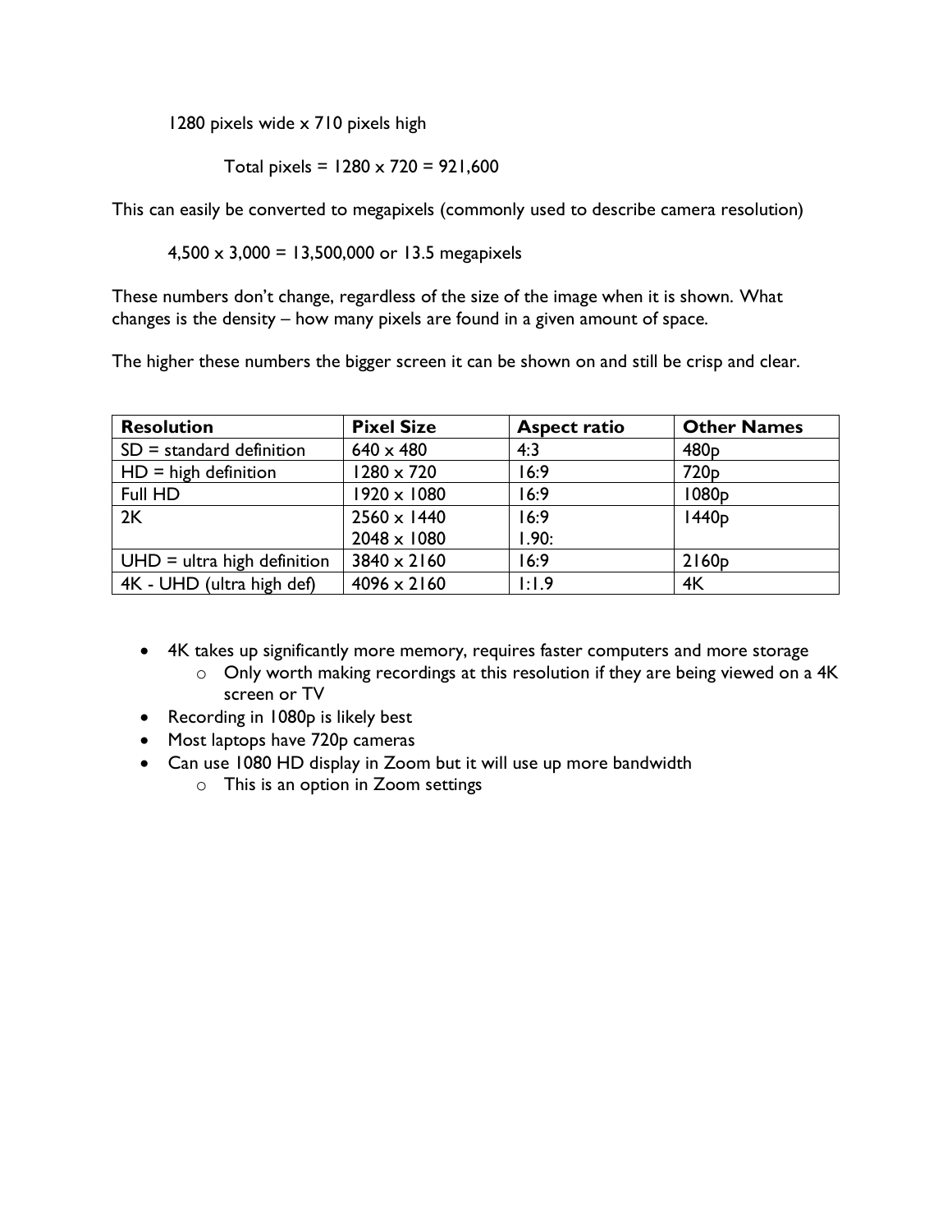1280 pixels wide x 710 pixels high

Total pixels = 1280 x 720 = 921,600

This can easily be converted to megapixels (commonly used to describe camera resolution)

4,500 x 3,000 = 13,500,000 or 13.5 megapixels

These numbers don't change, regardless of the size of the image when it is shown. What changes is the density – how many pixels are found in a given amount of space.

The higher these numbers the bigger screen it can be shown on and still be crisp and clear.

| **Resolution** | **Pixel Size** | **Aspect ratio** | **Other Names** |
|---|---|---|---|
| SD = standard definition | 640 x 480 | 4:3 | 480p |
| HD = high definition | 1280 x 720 | 16:9 | 720p |
| Full HD | 1920 x 1080 | 16:9 | 1080p |
| 2K | 2560 x 1440<br>2048 x 1080 | 16:9<br>1.90: | 1440p |
| UHD = ultra high definition | 3840 x 2160 | 16:9 | 2160p |
| 4K - UHD (ultra high def) | 4096 x 2160 | 1:1.9 | 4K |

- 4K takes up significantly more memory, requires faster computers and more storage
    - Only worth making recordings at this resolution if they are being viewed on a 4K screen or TV
- Recording in 1080p is likely best
- Most laptops have 720p cameras
- Can use 1080 HD display in Zoom but it will use up more bandwidth
    - This is an option in Zoom settings